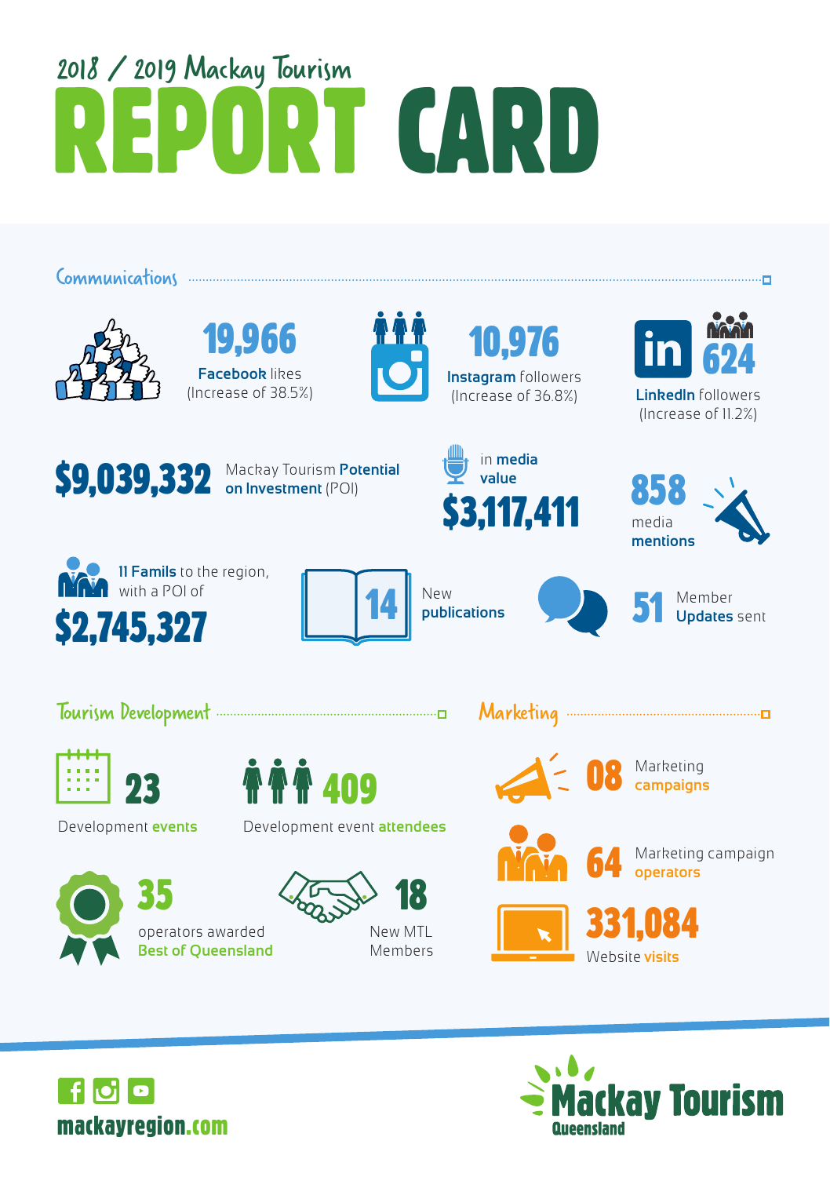# 2018 / 2019 Mackay Tourism REPORT CARD

## Communications

**19,966**
**Facebook** likes
(Increase of 38.5%)

**10,976**
**Instagram** followers
(Increase of 36.8%)

**624**
**LinkedIn** followers
(Increase of 11.2%)

**$9,039,332** Mackay Tourism **Potential on Investment** (POI)

**$3,117,411** in **media value**

**858** media **mentions**

**11 Famils** to the region, with a POI of **$2,745,327**

**14** New **publications**

**51** Member **Updates** sent

## Tourism Development

**23** Development **events**

**409** Development event **attendees**

**35** operators awarded **Best of Queensland**

**18** New MTL Members

## Marketing

**08** Marketing **campaigns**

**64** Marketing campaign **operators**

**331,084** Website **visits**

mackayregion.com

Mackay Tourism Queensland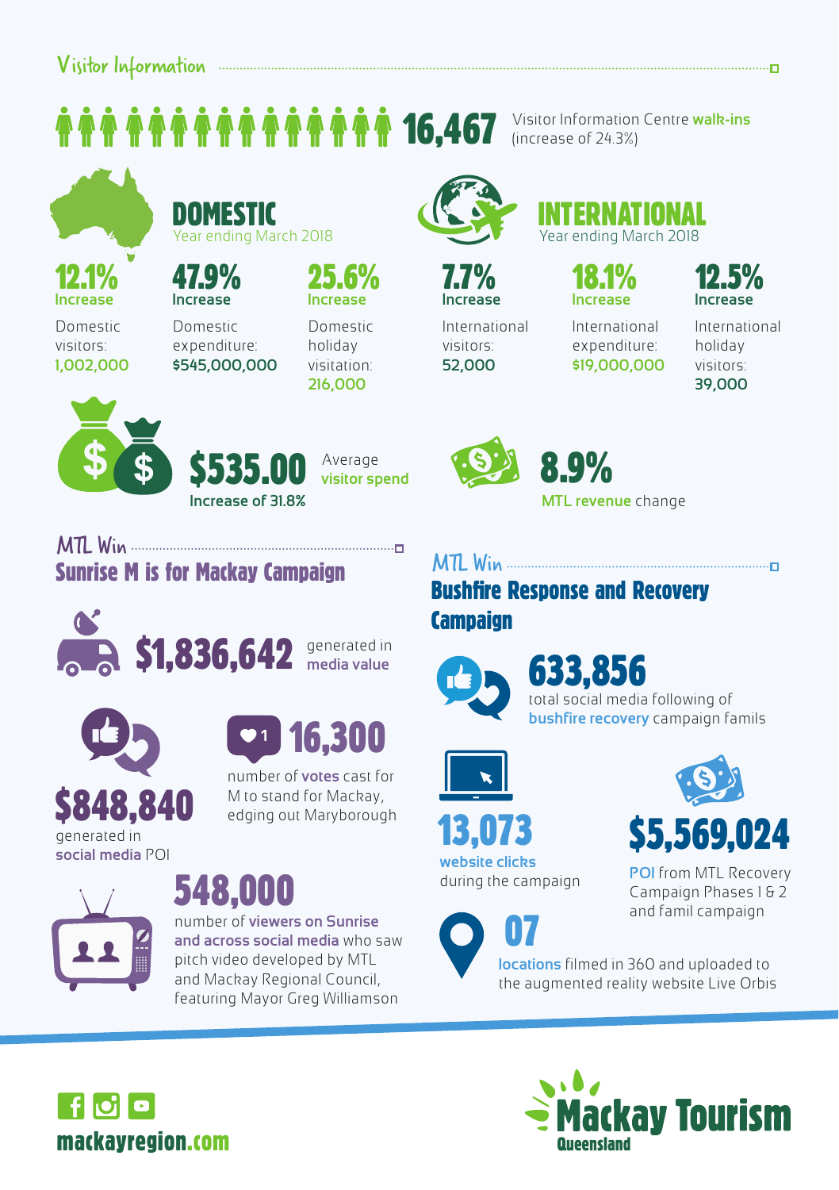## Visitor Information

**16,467** Visitor Information Centre walk-ins (increase of 24.3%)

### DOMESTIC

Year ending March 2018

**12.1%** Increase
Domestic visitors: 1,002,000

**47.9%** Increase
Domestic expenditure: $545,000,000

**25.6%** Increase
Domestic holiday visitation: 216,000

### INTERNATIONAL

Year ending March 2018

**7.7%** Increase
International visitors: 52,000

**18.1%** Increase
International expenditure: $19,000,000

**12.5%** Increase
International holiday visitors: 39,000

**$535.00** Average visitor spend
Increase of 31.8%

**8.9%** MTL revenue change

## MTL Win

### Sunrise M is for Mackay Campaign

**$1,836,642** generated in media value

**16,300** number of votes cast for M to stand for Mackay, edging out Maryborough

**$848,840** generated in social media POI

**548,000** number of viewers on Sunrise and across social media who saw pitch video developed by MTL and Mackay Regional Council, featuring Mayor Greg Williamson

## MTL Win

### Bushfire Response and Recovery Campaign

**633,856** total social media following of bushfire recovery campaign famils

**13,073** website clicks during the campaign

**$5,569,024** POI from MTL Recovery Campaign Phases 1 & 2 and famil campaign

**07** locations filmed in 360 and uploaded to the augmented reality website Live Orbis

mackayregion.com

Mackay Tourism Queensland